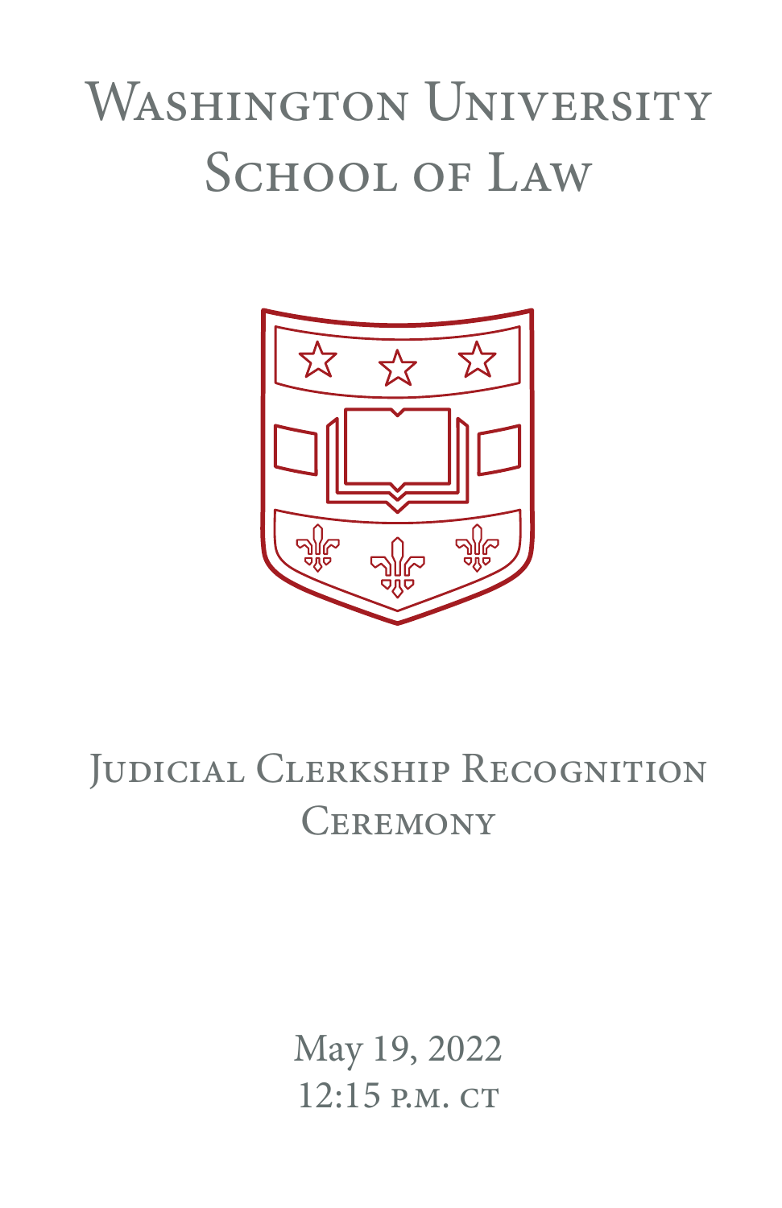# Washington University School of Law

## Judicial Clerkship Recognition Ceremony

May 19, 2022
12:15 p.m. CT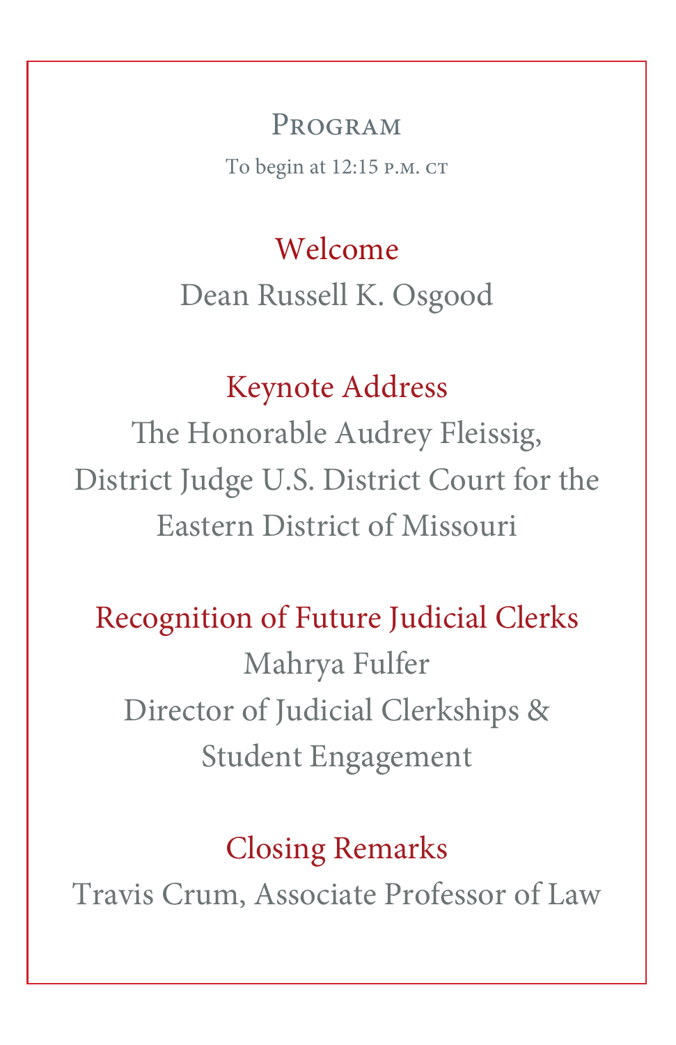# Program

To begin at 12:15 p.m. CT

## Welcome

Dean Russell K. Osgood

## Keynote Address

The Honorable Audrey Fleissig,
District Judge U.S. District Court for the
Eastern District of Missouri

## Recognition of Future Judicial Clerks

Mahrya Fulfer
Director of Judicial Clerkships &
Student Engagement

## Closing Remarks

Travis Crum, Associate Professor of Law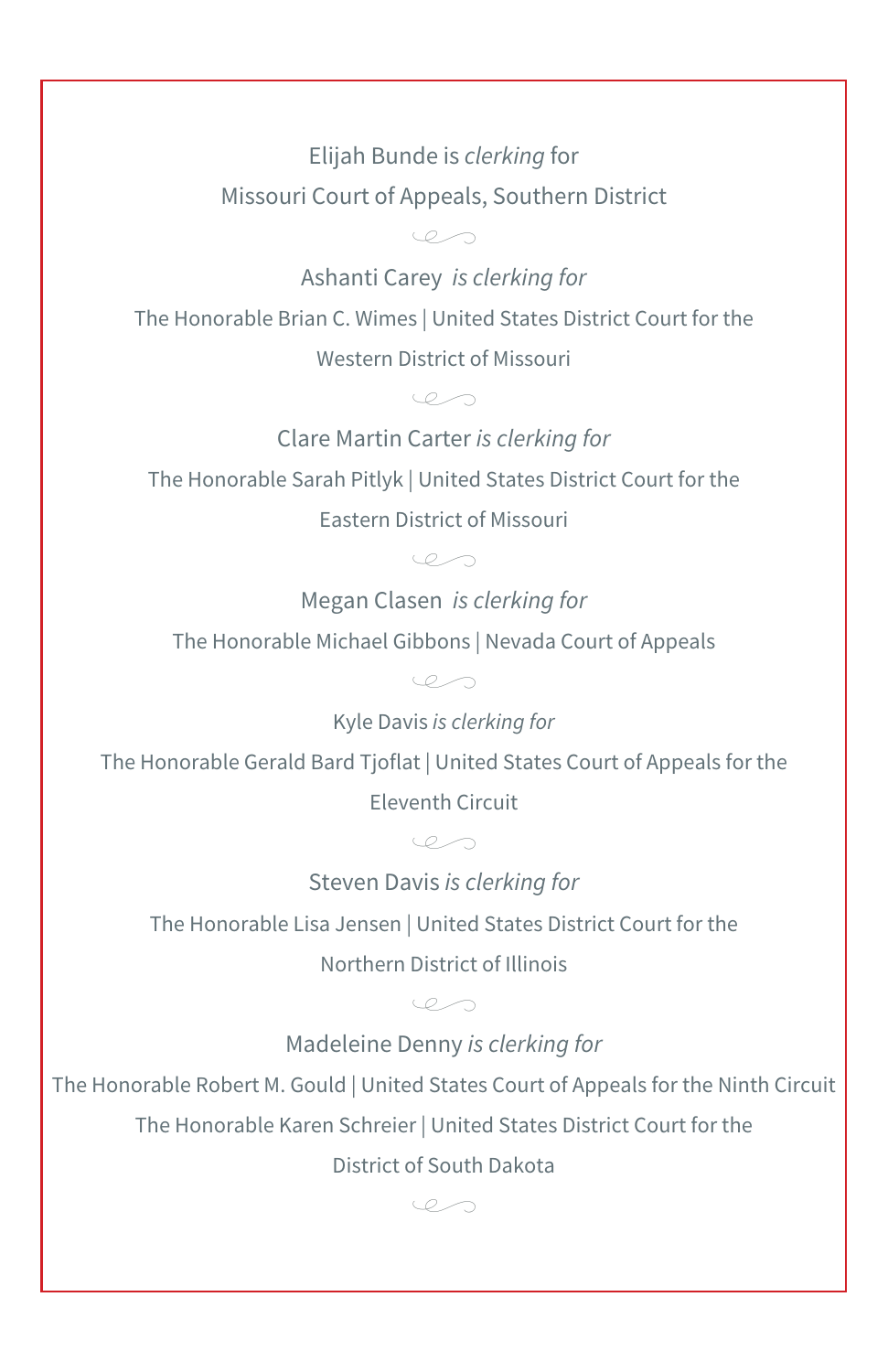Elijah Bunde is *clerking* for

Missouri Court of Appeals, Southern District

Ashanti Carey *is clerking for*

The Honorable Brian C. Wimes | United States District Court for the Western District of Missouri

Clare Martin Carter *is clerking for*

The Honorable Sarah Pitlyk | United States District Court for the Eastern District of Missouri

Megan Clasen *is clerking for*

The Honorable Michael Gibbons | Nevada Court of Appeals

Kyle Davis *is clerking for*

The Honorable Gerald Bard Tjoflat | United States Court of Appeals for the Eleventh Circuit

Steven Davis *is clerking for*

The Honorable Lisa Jensen | United States District Court for the Northern District of Illinois

Madeleine Denny *is clerking for*

The Honorable Robert M. Gould | United States Court of Appeals for the Ninth Circuit

The Honorable Karen Schreier | United States District Court for the District of South Dakota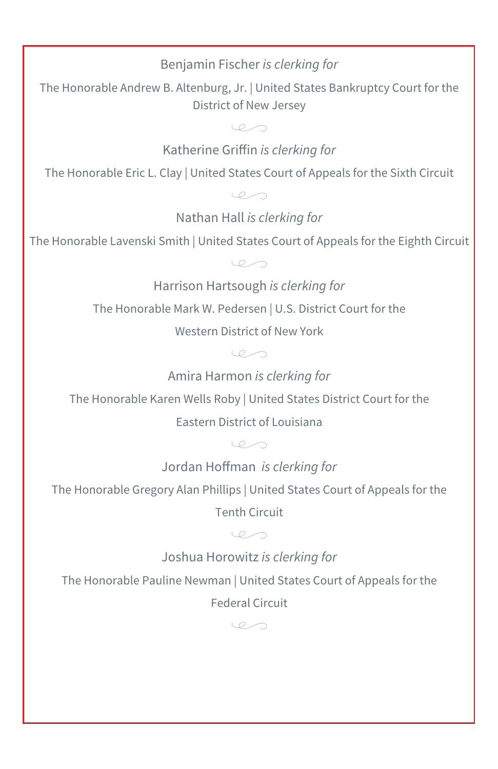Benjamin Fischer *is clerking for*

The Honorable Andrew B. Altenburg, Jr. | United States Bankruptcy Court for the District of New Jersey

Katherine Griffin *is clerking for*

The Honorable Eric L. Clay | United States Court of Appeals for the Sixth Circuit

Nathan Hall *is clerking for*

The Honorable Lavenski Smith | United States Court of Appeals for the Eighth Circuit

Harrison Hartsough *is clerking for*

The Honorable Mark W. Pedersen | U.S. District Court for the Western District of New York

Amira Harmon *is clerking for*

The Honorable Karen Wells Roby | United States District Court for the Eastern District of Louisiana

Jordan Hoffman *is clerking for*

The Honorable Gregory Alan Phillips | United States Court of Appeals for the Tenth Circuit

Joshua Horowitz *is clerking for*

The Honorable Pauline Newman | United States Court of Appeals for the Federal Circuit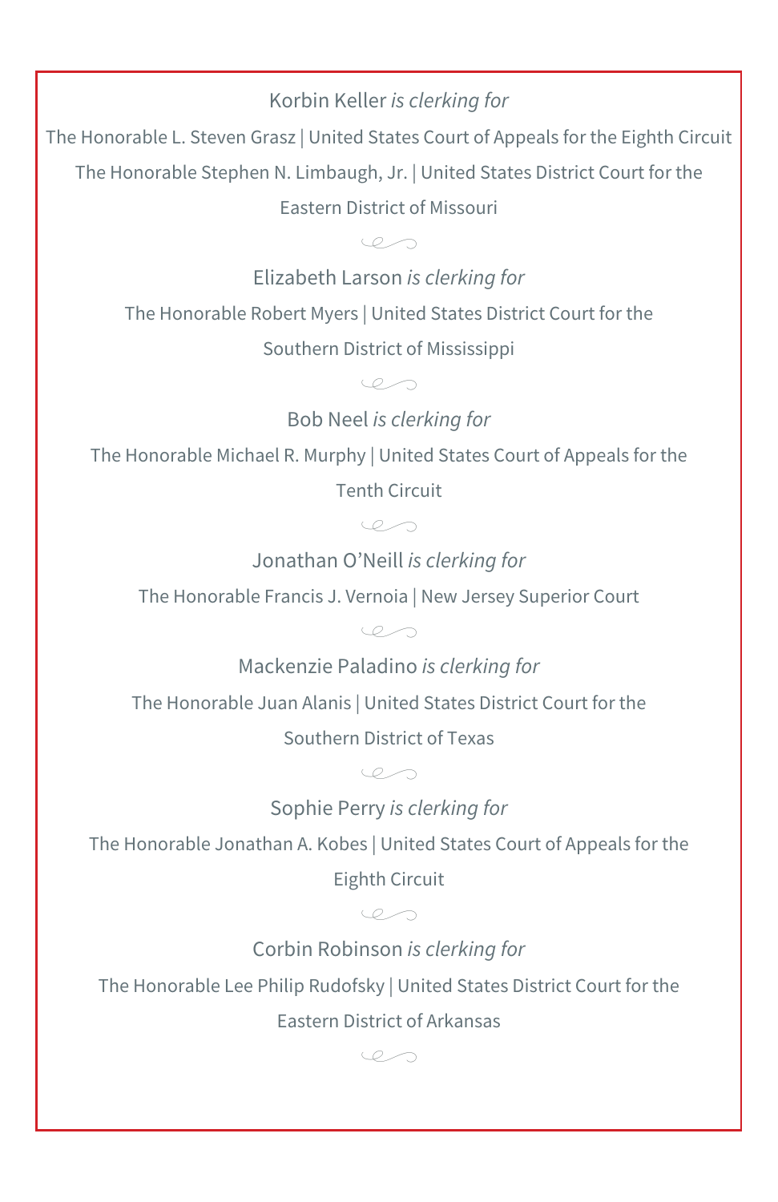Korbin Keller *is clerking for*

The Honorable L. Steven Grasz | United States Court of Appeals for the Eighth Circuit

The Honorable Stephen N. Limbaugh, Jr. | United States District Court for the Eastern District of Missouri

Elizabeth Larson *is clerking for*

The Honorable Robert Myers | United States District Court for the Southern District of Mississippi

Bob Neel *is clerking for*

The Honorable Michael R. Murphy | United States Court of Appeals for the Tenth Circuit

Jonathan O'Neill *is clerking for*

The Honorable Francis J. Vernoia | New Jersey Superior Court

Mackenzie Paladino *is clerking for*

The Honorable Juan Alanis | United States District Court for the Southern District of Texas

Sophie Perry *is clerking for*

The Honorable Jonathan A. Kobes | United States Court of Appeals for the Eighth Circuit

Corbin Robinson *is clerking for*

The Honorable Lee Philip Rudofsky | United States District Court for the Eastern District of Arkansas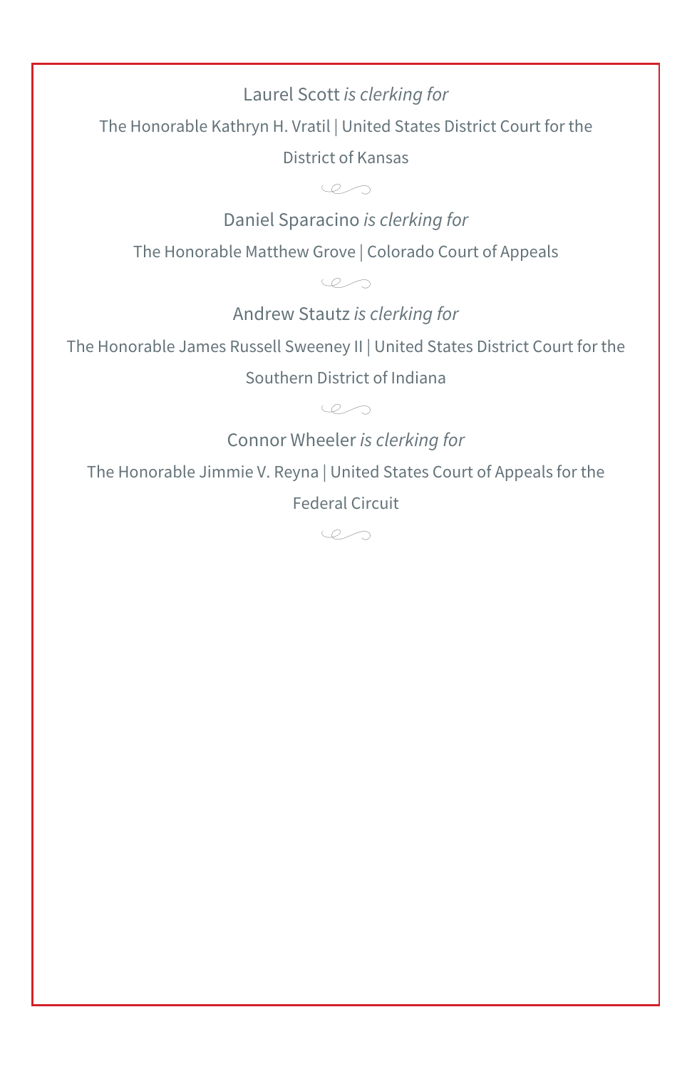Laurel Scott *is clerking for*

The Honorable Kathryn H. Vratil | United States District Court for the District of Kansas

Daniel Sparacino *is clerking for*

The Honorable Matthew Grove | Colorado Court of Appeals

Andrew Stautz *is clerking for*

The Honorable James Russell Sweeney II | United States District Court for the Southern District of Indiana

Connor Wheeler *is clerking for*

The Honorable Jimmie V. Reyna | United States Court of Appeals for the Federal Circuit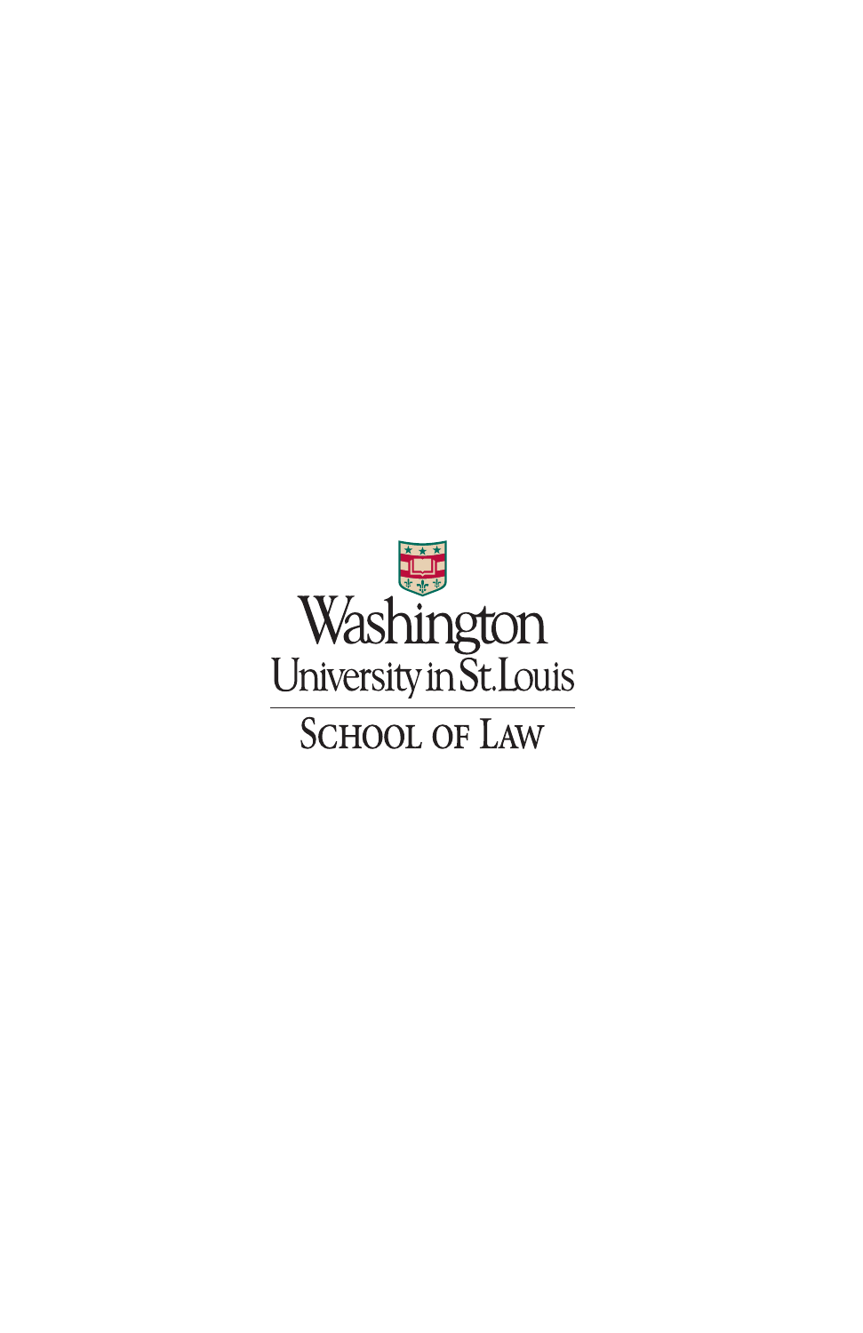Washington University in St. Louis

SCHOOL OF LAW